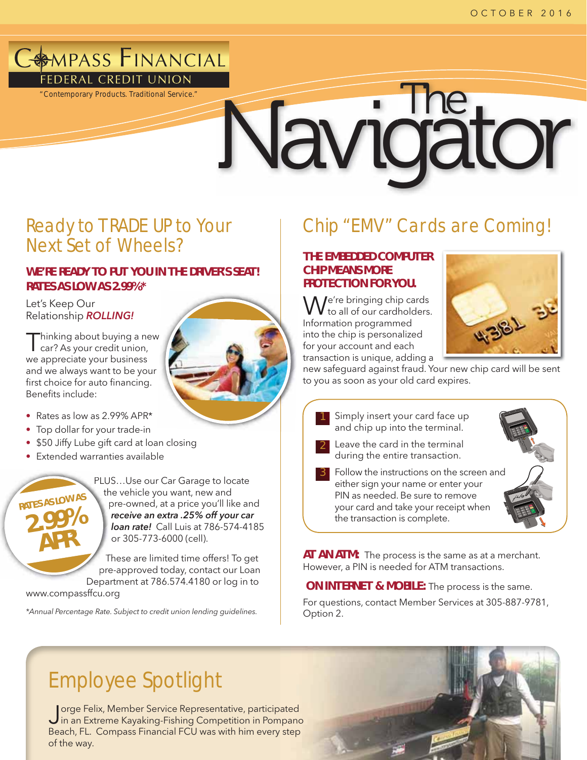OCTOBER 2016

# Compass Financial Federal Credit Union

"Contemporary Products. Traditional Service."

# The Navigator

## Ready to TRADE UP to Your Next Set of Wheels?

### WE'RE READY TO PUT YOU IN THE DRIVER'S SEAT! RATES AS LOW AS 2.99%*

Let's Keep Our Relationship *ROLLING!*

Thinking about buying a new car? As your credit union, we appreciate your business and we always want to be your first choice for auto financing. Benefits include:

- Rates as low as 2.99% APR*
- Top dollar for your trade-in
- $50 Jiffy Lube gift card at loan closing
- Extended warranties available

RATES AS LOW AS 2.99% APR

PLUS…Use our Car Garage to locate the vehicle you want, new and pre-owned, at a price you'll like and ***receive an extra .25% off your car loan rate!*** Call Luis at 786-574-4185 or 305-773-6000 (cell).

These are limited time offers! To get pre-approved today, contact our Loan Department at 786.574.4180 or log in to www.compassffcu.org

*\*Annual Percentage Rate. Subject to credit union lending guidelines.*

## Chip "EMV" Cards are Coming!

### THE EMBEDDED COMPUTER CHIP MEANS MORE PROTECTION FOR YOU.

We're bringing chip cards to all of our cardholders. Information programmed into the chip is personalized for your account and each transaction is unique, adding a new safeguard against fraud. Your new chip card will be sent to you as soon as your old card expires.

1. Simply insert your card face up and chip up into the terminal.
2. Leave the card in the terminal during the entire transaction.
3. Follow the instructions on the screen and either sign your name or enter your PIN as needed. Be sure to remove your card and take your receipt when the transaction is complete.

**AT AN ATM:** The process is the same as at a merchant. However, a PIN is needed for ATM transactions.

**ON INTERNET & MOBILE:** The process is the same.

For questions, contact Member Services at 305-887-9781, Option 2.

## Employee Spotlight

Jorge Felix, Member Service Representative, participated in an Extreme Kayaking-Fishing Competition in Pompano Beach, FL. Compass Financial FCU was with him every step of the way.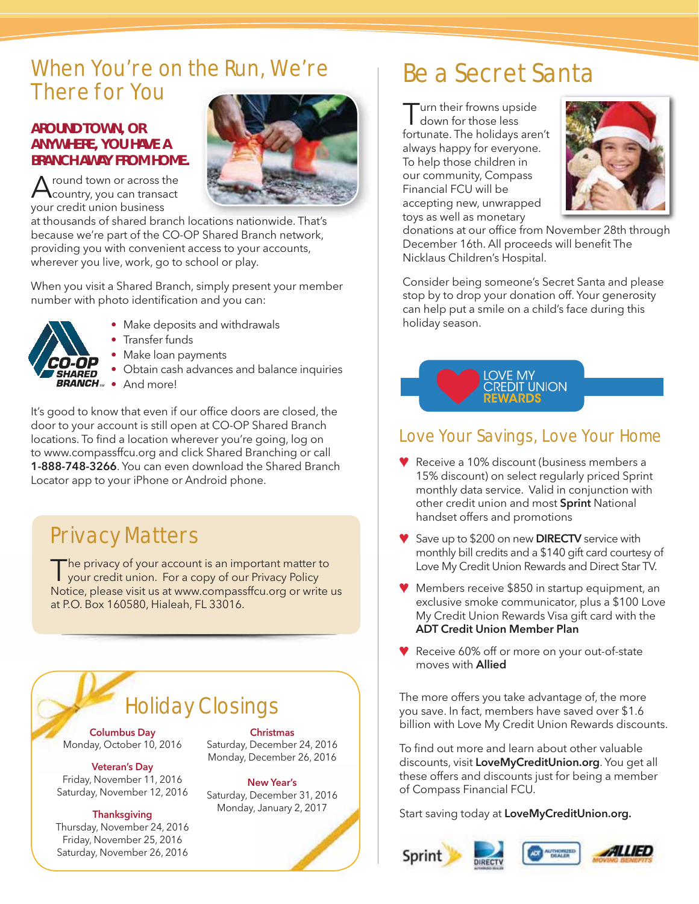## When You're on the Run, We're There for You

**AROUND TOWN, OR ANYWHERE, YOU HAVE A BRANCH AWAY FROM HOME.**

Around town or across the country, you can transact your credit union business at thousands of shared branch locations nationwide. That's because we're part of the CO-OP Shared Branch network, providing you with convenient access to your accounts, wherever you live, work, go to school or play.

When you visit a Shared Branch, simply present your member number with photo identification and you can:

- Make deposits and withdrawals
- Transfer funds
- Make loan payments
- Obtain cash advances and balance inquiries
- And more!

It's good to know that even if our office doors are closed, the door to your account is still open at CO-OP Shared Branch locations. To find a location wherever you're going, log on to www.compassffcu.org and click Shared Branching or call **1-888-748-3266**. You can even download the Shared Branch Locator app to your iPhone or Android phone.

## Privacy Matters

The privacy of your account is an important matter to your credit union. For a copy of our Privacy Policy Notice, please visit us at www.compassffcu.org or write us at P.O. Box 160580, Hialeah, FL 33016.

## Holiday Closings

**Columbus Day**
Monday, October 10, 2016

**Veteran's Day**
Friday, November 11, 2016
Saturday, November 12, 2016

**Thanksgiving**
Thursday, November 24, 2016
Friday, November 25, 2016
Saturday, November 26, 2016

**Christmas**
Saturday, December 24, 2016
Monday, December 26, 2016

**New Year's**
Saturday, December 31, 2016
Monday, January 2, 2017

## Be a Secret Santa

Turn their frowns upside down for those less fortunate. The holidays aren't always happy for everyone. To help those children in our community, Compass Financial FCU will be accepting new, unwrapped toys as well as monetary donations at our office from November 28th through December 16th. All proceeds will benefit The Nicklaus Children's Hospital.

Consider being someone's Secret Santa and please stop by to drop your donation off. Your generosity can help put a smile on a child's face during this holiday season.

LOVE MY CREDIT UNION REWARDS

## Love Your Savings, Love Your Home

- Receive a 10% discount (business members a 15% discount) on select regularly priced Sprint monthly data service. Valid in conjunction with other credit union and most **Sprint** National handset offers and promotions
- Save up to $200 on new **DIRECTV** service with monthly bill credits and a $140 gift card courtesy of Love My Credit Union Rewards and Direct Star TV.
- Members receive $850 in startup equipment, an exclusive smoke communicator, plus a $100 Love My Credit Union Rewards Visa gift card with the **ADT Credit Union Member Plan**
- Receive 60% off or more on your out-of-state moves with **Allied**

The more offers you take advantage of, the more you save. In fact, members have saved over $1.6 billion with Love My Credit Union Rewards discounts.

To find out more and learn about other valuable discounts, visit **LoveMyCreditUnion.org**. You get all these offers and discounts just for being a member of Compass Financial FCU.

Start saving today at **LoveMyCreditUnion.org.**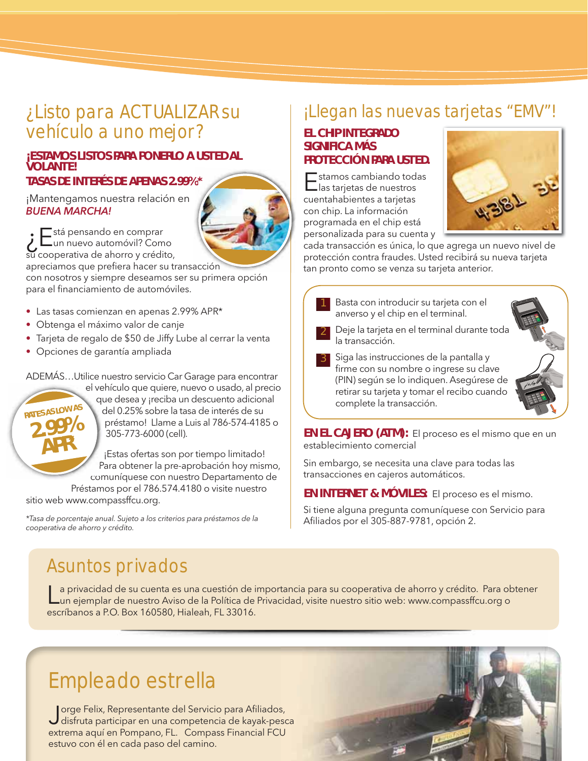## ¿Listo para ACTUALIZAR su vehículo a uno mejor?

**¡ESTAMOS LISTOS PARA PONERLO A USTED AL VOLANTE!**

**TASAS DE INTERÉS DE APENAS 2.99%\***

¡Mantengamos nuestra relación en *BUENA MARCHA!*

¿Está pensando en comprar un nuevo automóvil? Como su cooperativa de ahorro y crédito, apreciamos que prefiera hacer su transacción con nosotros y siempre deseamos ser su primera opción para el financiamiento de automóviles.

- Las tasas comienzan en apenas 2.99% APR*
- Obtenga el máximo valor de canje
- Tarjeta de regalo de $50 de Jiffy Lube al cerrar la venta
- Opciones de garantía ampliada

RATES AS LOW AS **2.99% APR**

ADEMÁS…Utilice nuestro servicio Car Garage para encontrar el vehículo que quiere, nuevo o usado, al precio que desea y ¡reciba un descuento adicional del 0.25% sobre la tasa de interés de su préstamo! Llame a Luis al 786-574-4185 o 305-773-6000 (cell).

¡Estas ofertas son por tiempo limitado! Para obtener la pre-aprobación hoy mismo, comuníquese con nuestro Departamento de Préstamos por el 786.574.4180 o visite nuestro sitio web www.compassffcu.org.

*\*Tasa de porcentaje anual. Sujeto a los criterios para préstamos de la cooperativa de ahorro y crédito.*

## ¡Llegan las nuevas tarjetas "EMV"!

**EL CHIP INTEGRADO SIGNIFICA MÁS PROTECCIÓN PARA USTED.**

Estamos cambiando todas las tarjetas de nuestros cuentahabientes a tarjetas con chip. La información programada en el chip está personalizada para su cuenta y cada transacción es única, lo que agrega un nuevo nivel de protección contra fraudes. Usted recibirá su nueva tarjeta tan pronto como se venza su tarjeta anterior.

1. Basta con introducir su tarjeta con el anverso y el chip en el terminal.
2. Deje la tarjeta en el terminal durante toda la transacción.
3. Siga las instrucciones de la pantalla y firme con su nombre o ingrese su clave (PIN) según se lo indiquen. Asegúrese de retirar su tarjeta y tomar el recibo cuando complete la transacción.

**EN EL CAJERO (ATM):** El proceso es el mismo que en un establecimiento comercial

Sin embargo, se necesita una clave para todas las transacciones en cajeros automáticos.

**EN INTERNET & MÓVILES:** El proceso es el mismo.

Si tiene alguna pregunta comuníquese con Servicio para Afiliados por el 305-887-9781, opción 2.

## Asuntos privados

La privacidad de su cuenta es una cuestión de importancia para su cooperativa de ahorro y crédito. Para obtener un ejemplar de nuestro Aviso de la Política de Privacidad, visite nuestro sitio web: www.compassffcu.org o escríbanos a P.O. Box 160580, Hialeah, FL 33016.

## Empleado estrella

Jorge Felix, Representante del Servicio para Afiliados, disfruta participar en una competencia de kayak-pesca extrema aquí en Pompano, FL. Compass Financial FCU estuvo con él en cada paso del camino.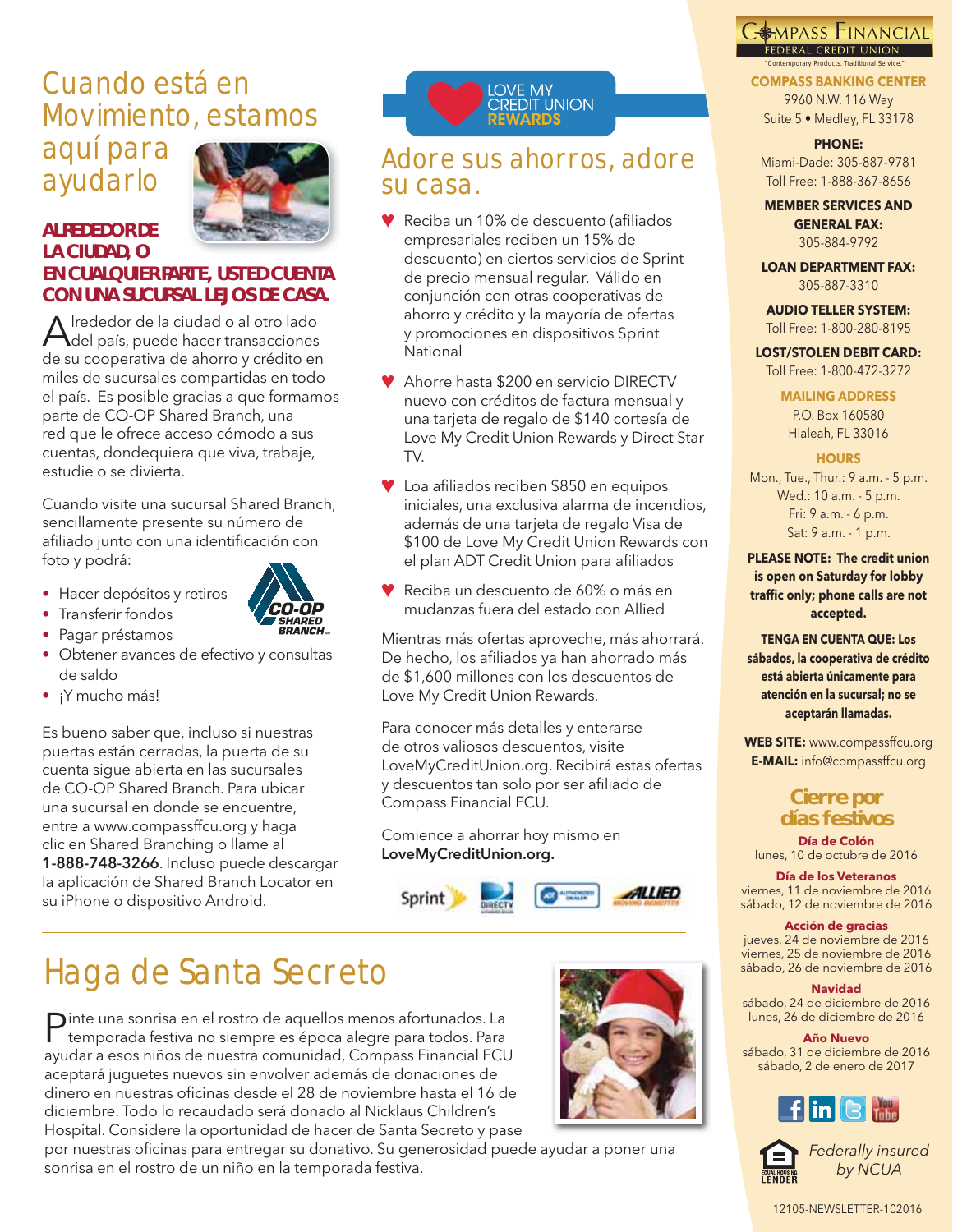# Cuando está en Movimiento, estamos aquí para ayudarlo

**ALREDEDOR DE LA CIUDAD, O EN CUALQUIER PARTE, USTED CUENTA CON UNA SUCURSAL LEJOS DE CASA.**

Alrededor de la ciudad o al otro lado del país, puede hacer transacciones de su cooperativa de ahorro y crédito en miles de sucursales compartidas en todo el país. Es posible gracias a que formamos parte de CO-OP Shared Branch, una red que le ofrece acceso cómodo a sus cuentas, dondequiera que viva, trabaje, estudie o se divierta.

Cuando visite una sucursal Shared Branch, sencillamente presente su número de afiliado junto con una identificación con foto y podrá:

- Hacer depósitos y retiros
- Transferir fondos
- Pagar préstamos
- Obtener avances de efectivo y consultas de saldo
- ¡Y mucho más!

Es bueno saber que, incluso si nuestras puertas están cerradas, la puerta de su cuenta sigue abierta en las sucursales de CO-OP Shared Branch. Para ubicar una sucursal en donde se encuentre, entre a www.compassffcu.org y haga clic en Shared Branching o llame al **1-888-748-3266**. Incluso puede descargar la aplicación de Shared Branch Locator en su iPhone o dispositivo Android.

LOVE MY CREDIT UNION REWARDS

# Adore sus ahorros, adore su casa.

- Reciba un 10% de descuento (afiliados empresariales reciben un 15% de descuento) en ciertos servicios de Sprint de precio mensual regular. Válido en conjunción con otras cooperativas de ahorro y crédito y la mayoría de ofertas y promociones en dispositivos Sprint National
- Ahorre hasta $200 en servicio DIRECTV nuevo con créditos de factura mensual y una tarjeta de regalo de $140 cortesía de Love My Credit Union Rewards y Direct Star TV.
- Loa afiliados reciben $850 en equipos iniciales, una exclusiva alarma de incendios, además de una tarjeta de regalo Visa de $100 de Love My Credit Union Rewards con el plan ADT Credit Union para afiliados
- Reciba un descuento de 60% o más en mudanzas fuera del estado con Allied

Mientras más ofertas aproveche, más ahorrará. De hecho, los afiliados ya han ahorrado más de $1,600 millones con los descuentos de Love My Credit Union Rewards.

Para conocer más detalles y enterarse de otros valiosos descuentos, visite LoveMyCreditUnion.org. Recibirá estas ofertas y descuentos tan solo por ser afiliado de Compass Financial FCU.

Comience a ahorrar hoy mismo en **LoveMyCreditUnion.org.**

# Haga de Santa Secreto

Pinte una sonrisa en el rostro de aquellos menos afortunados. La temporada festiva no siempre es época alegre para todos. Para ayudar a esos niños de nuestra comunidad, Compass Financial FCU aceptará juguetes nuevos sin envolver además de donaciones de dinero en nuestras oficinas desde el 28 de noviembre hasta el 16 de diciembre. Todo lo recaudado será donado al Nicklaus Children's Hospital. Considere la oportunidad de hacer de Santa Secreto y pase por nuestras oficinas para entregar su donativo. Su generosidad puede ayudar a poner una sonrisa en el rostro de un niño en la temporada festiva.

COMPASS FINANCIAL FEDERAL CREDIT UNION
"Contemporary Products. Traditional Service."

**COMPASS BANKING CENTER**
9960 N.W. 116 Way
Suite 5 • Medley, FL 33178

**PHONE:**
Miami-Dade: 305-887-9781
Toll Free: 1-888-367-8656

**MEMBER SERVICES AND GENERAL FAX:**
305-884-9792

**LOAN DEPARTMENT FAX:**
305-887-3310

**AUDIO TELLER SYSTEM:**
Toll Free: 1-800-280-8195

**LOST/STOLEN DEBIT CARD:**
Toll Free: 1-800-472-3272

**MAILING ADDRESS**
P.O. Box 160580
Hialeah, FL 33016

**HOURS**
Mon., Tue., Thur.: 9 a.m. - 5 p.m.
Wed.: 10 a.m. - 5 p.m.
Fri: 9 a.m. - 6 p.m.
Sat: 9 a.m. - 1 p.m.

**PLEASE NOTE: The credit union is open on Saturday for lobby traffic only; phone calls are not accepted.**

**TENGA EN CUENTA QUE: Los sábados, la cooperativa de crédito está abierta únicamente para atención en la sucursal; no se aceptarán llamadas.**

**WEB SITE:** www.compassffcu.org
**E-MAIL:** info@compassffcu.org

## Cierre por días festivos

**Día de Colón**
lunes, 10 de octubre de 2016

**Día de los Veteranos**
viernes, 11 de noviembre de 2016
sábado, 12 de noviembre de 2016

**Acción de gracias**
jueves, 24 de noviembre de 2016
viernes, 25 de noviembre de 2016
sábado, 26 de noviembre de 2016

**Navidad**
sábado, 24 de diciembre de 2016
lunes, 26 de diciembre de 2016

**Año Nuevo**
sábado, 31 de diciembre de 2016
sábado, 2 de enero de 2017

*Federally insured by NCUA*

12105-NEWSLETTER-102016